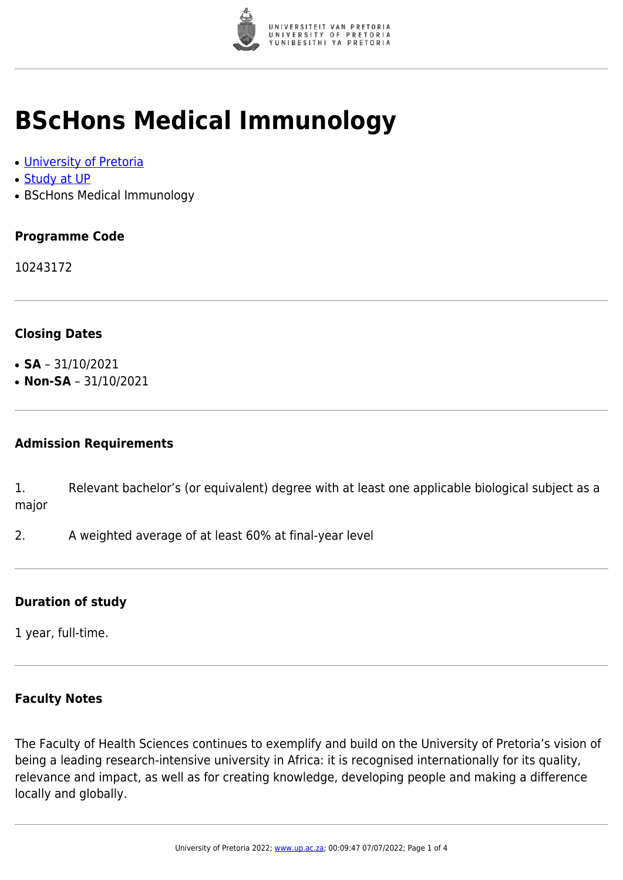# BScHons Medical Immunology

- University of Pretoria
- Study at UP
- BScHons Medical Immunology

### Programme Code

10243172

### Closing Dates

- **SA** – 31/10/2021
- **Non-SA** – 31/10/2021

### Admission Requirements

1. Relevant bachelor's (or equivalent) degree with at least one applicable biological subject as a major
2. A weighted average of at least 60% at final-year level

### Duration of study

1 year, full-time.

### Faculty Notes

The Faculty of Health Sciences continues to exemplify and build on the University of Pretoria's vision of being a leading research-intensive university in Africa: it is recognised internationally for its quality, relevance and impact, as well as for creating knowledge, developing people and making a difference locally and globally.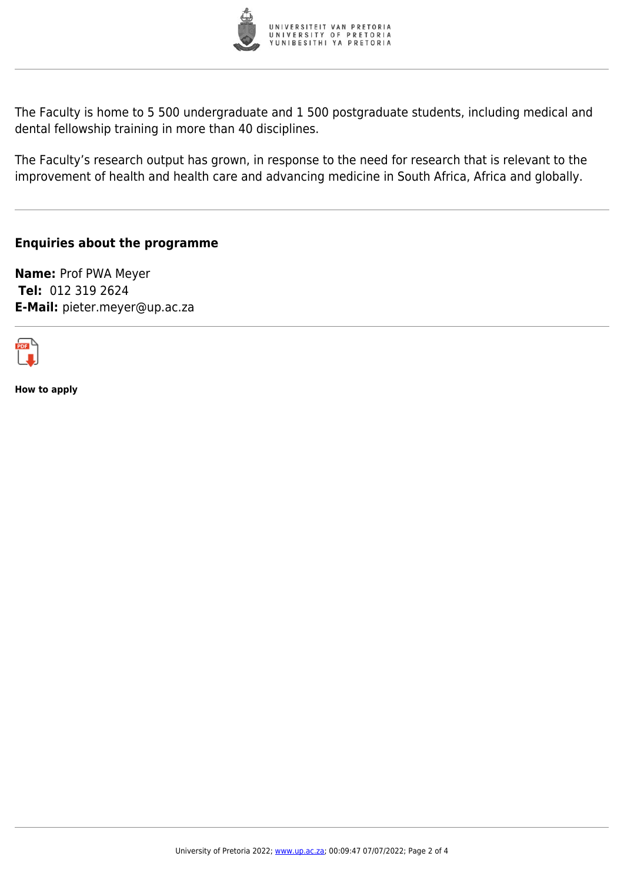The Faculty is home to 5 500 undergraduate and 1 500 postgraduate students, including medical and dental fellowship training in more than 40 disciplines.

The Faculty's research output has grown, in response to the need for research that is relevant to the improvement of health and health care and advancing medicine in South Africa, Africa and globally.

---

### Enquiries about the programme

**Name:** Prof PWA Meyer
**Tel:** 012 319 2624
**E-Mail:** pieter.meyer@up.ac.za

---

**How to apply**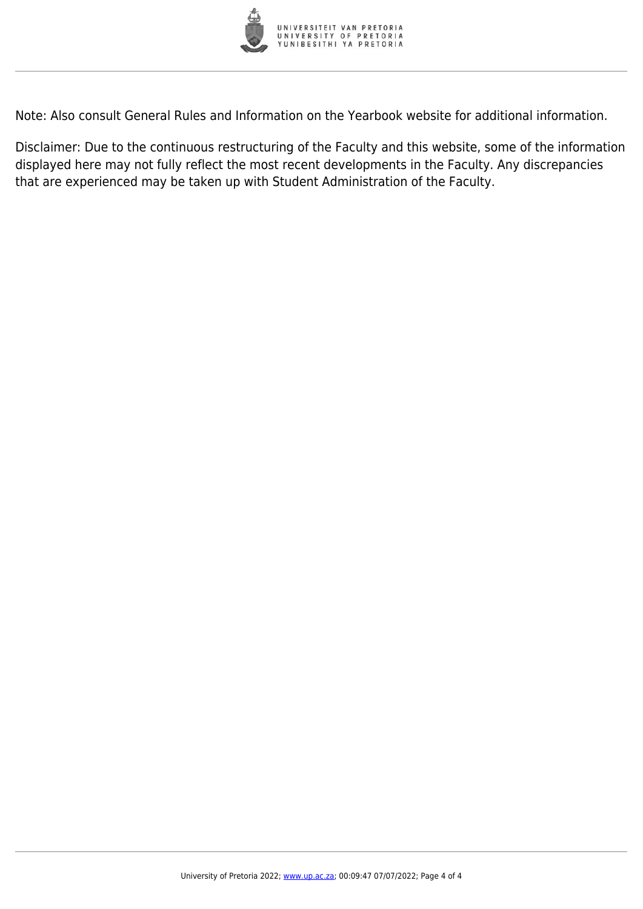Note: Also consult General Rules and Information on the Yearbook website for additional information.

Disclaimer: Due to the continuous restructuring of the Faculty and this website, some of the information displayed here may not fully reflect the most recent developments in the Faculty. Any discrepancies that are experienced may be taken up with Student Administration of the Faculty.